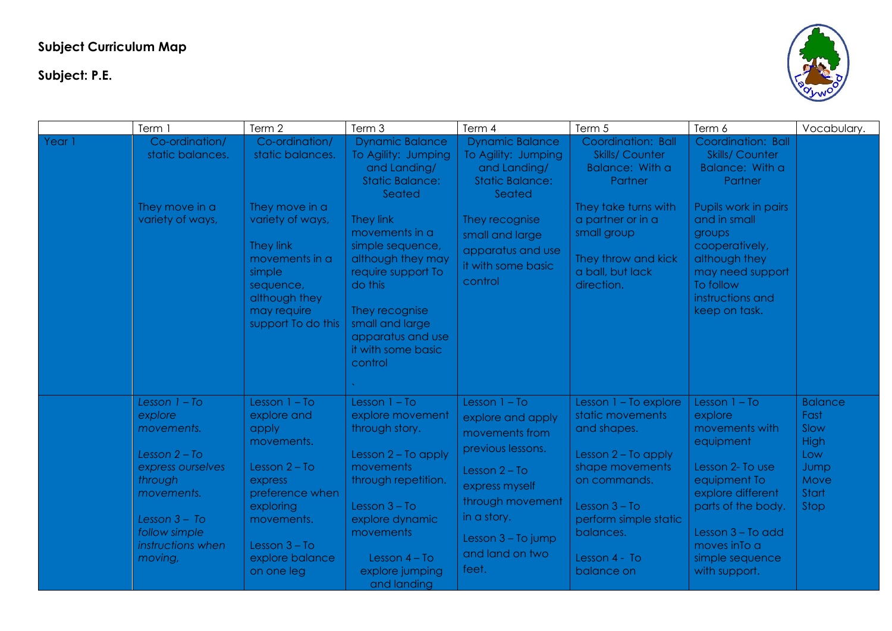**Subject Curriculum Map**

**Subject: P.E.**

| | Term 1 | Term 2 | Term 3 | Term 4 | Term 5 | Term 6 | Vocabulary. |
|---|---|---|---|---|---|---|---|
| Year 1 | Co-ordination/ static balances.<br><br>They move in a variety of ways, | Co-ordination/ static balances.<br><br>They move in a variety of ways,<br><br>They link movements in a simple sequence, although they may require support To do this | Dynamic Balance To Agility: Jumping and Landing/ Static Balance: Seated<br><br>They link movements in a simple sequence, although they may require support To do this<br><br>They recognise small and large apparatus and use it with some basic control<br><br>` | Dynamic Balance To Agility: Jumping and Landing/ Static Balance: Seated<br><br>They recognise small and large apparatus and use it with some basic control | Coordination: Ball Skills/ Counter Balance: With a Partner<br><br>They take turns with a partner or in a small group<br><br>They throw and kick a ball, but lack direction. | Coordination: Ball Skills/ Counter Balance: With a Partner<br><br>Pupils work in pairs and in small groups cooperatively, although they may need support To follow instructions and keep on task. | |
| | *Lesson 1 – To explore movements.*<br><br>*Lesson 2 – To express ourselves through movements.*<br><br>*Lesson 3 – To follow simple instructions when moving,* | Lesson 1 – To explore and apply movements.<br><br>Lesson 2 – To express preference when exploring movements.<br><br>Lesson 3 – To explore balance on one leg | Lesson 1 – To explore movement through story.<br><br>Lesson 2 – To apply movements through repetition.<br><br>Lesson 3 – To explore dynamic movements<br><br>Lesson 4 – To explore jumping and landing | Lesson 1 – To explore and apply movements from previous lessons.<br><br>Lesson 2 – To express myself through movement in a story.<br><br>Lesson 3 – To jump and land on two feet. | Lesson 1 – To explore static movements and shapes.<br><br>Lesson 2 – To apply shape movements on commands.<br><br>Lesson 3 – To perform simple static balances.<br><br>Lesson 4 - To balance on | Lesson 1 – To explore movements with equipment<br><br>Lesson 2- To use equipment To explore different parts of the body.<br><br>Lesson 3 – To add moves inTo a simple sequence with support. | Balance<br>Fast<br>Slow<br>High<br>Low<br>Jump<br>Move<br>Start<br>Stop |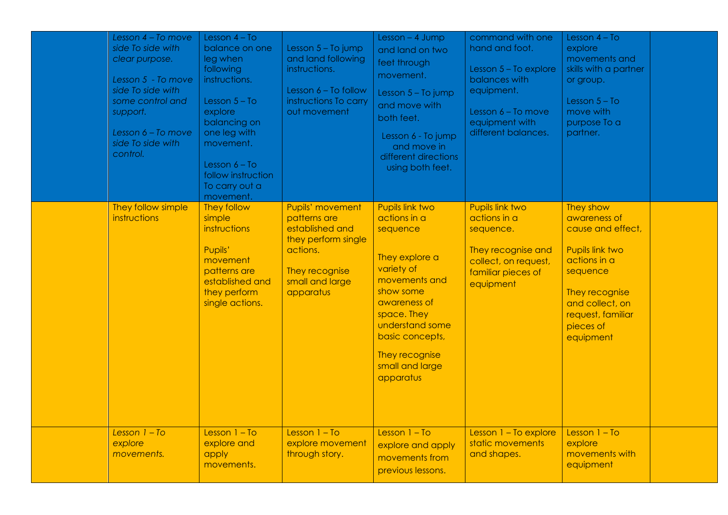|  |  |  |  |  |  |  |  |
|---|---|---|---|---|---|---|---|
|  | *Lesson 4 – To move side To side with clear purpose.*<br><br>*Lesson 5 - To move side To side with some control and support.*<br><br>*Lesson 6 – To move side To side with control.* | Lesson 4 – To balance on one leg when following instructions.<br><br>Lesson 5 – To explore balancing on one leg with movement.<br><br>Lesson 6 – To follow instruction To carry out a movement. | Lesson 5 – To jump and land following instructions.<br><br>Lesson 6 – To follow instructions To carry out movement | Lesson – 4 Jump and land on two feet through movement.<br><br>Lesson 5 – To jump and move with both feet.<br><br>Lesson 6 - To jump and move in different directions using both feet. | command with one hand and foot.<br><br>Lesson 5 – To explore balances with equipment.<br><br>Lesson 6 – To move equipment with different balances. | Lesson 4 – To explore movements and skills with a partner or group.<br><br>Lesson 5 – To move with purpose To a partner. |  |
|  | They follow simple instructions | They follow simple instructions<br><br>Pupils' movement patterns are established and they perform single actions. | Pupils' movement patterns are established and they perform single actions.<br><br>They recognise small and large apparatus | Pupils link two actions in a sequence<br><br>They explore a variety of movements and show some awareness of space. They understand some basic concepts,<br><br>They recognise small and large apparatus | Pupils link two actions in a sequence.<br><br>They recognise and collect, on request, familiar pieces of equipment | They show awareness of cause and effect,<br><br>Pupils link two actions in a sequence<br><br>They recognise and collect, on request, familiar pieces of equipment |  |
|  | *Lesson 1 – To explore movements.* | Lesson 1 – To explore and apply movements. | Lesson 1 – To explore movement through story. | Lesson 1 – To explore and apply movements from previous lessons. | Lesson 1 – To explore static movements and shapes. | Lesson 1 – To explore movements with equipment |  |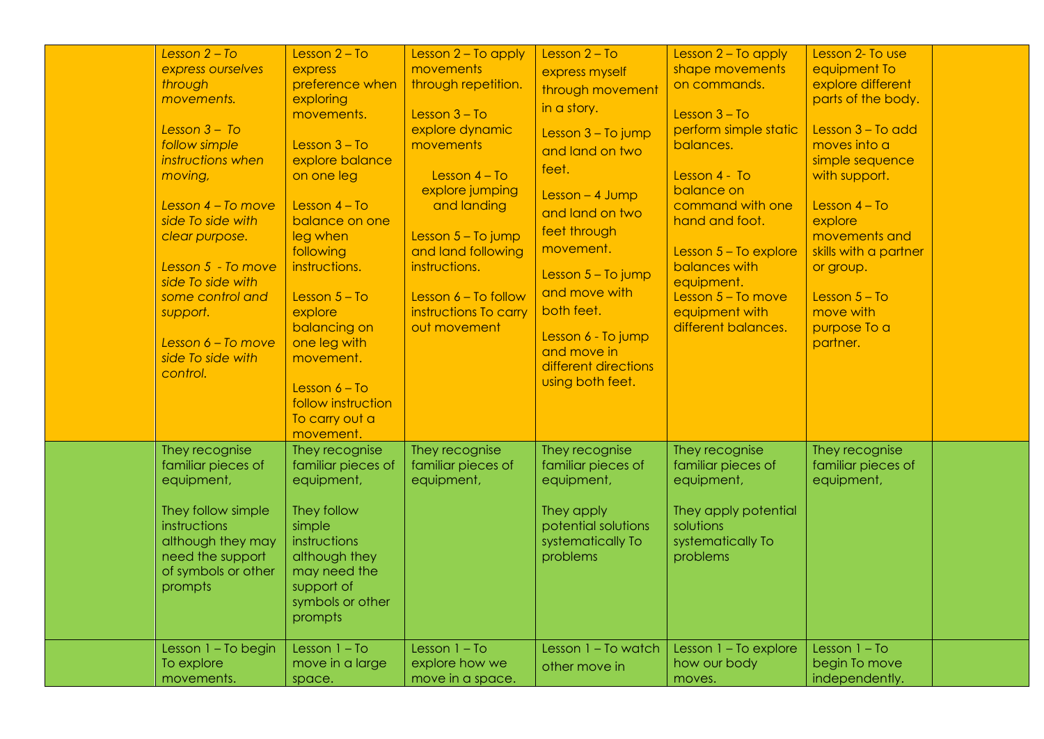|  |  |  |  |  |  |  |  |
|---|---|---|---|---|---|---|---|
|  | *Lesson 2 – To express ourselves through movements.*<br><br>*Lesson 3 – To follow simple instructions when moving,*<br><br>*Lesson 4 – To move side To side with clear purpose.*<br><br>*Lesson 5 - To move side To side with some control and support.*<br><br>*Lesson 6 – To move side To side with control.* | Lesson 2 – To express preference when exploring movements.<br><br>Lesson 3 – To explore balance on one leg<br><br>Lesson 4 – To balance on one leg when following instructions.<br><br>Lesson 5 – To explore balancing on one leg with movement.<br><br>Lesson 6 – To follow instruction To carry out a movement. | Lesson 2 – To apply movements through repetition.<br><br>Lesson 3 – To explore dynamic movements<br><br>Lesson 4 – To explore jumping and landing<br><br>Lesson 5 – To jump and land following instructions.<br><br>Lesson 6 – To follow instructions To carry out movement | Lesson 2 – To express myself through movement in a story.<br><br>Lesson 3 – To jump and land on two feet.<br><br>Lesson – 4 Jump and land on two feet through movement.<br><br>Lesson 5 – To jump and move with both feet.<br><br>Lesson 6 - To jump and move in different directions using both feet. | Lesson 2 – To apply shape movements on commands.<br><br>Lesson 3 – To perform simple static balances.<br><br>Lesson 4 - To balance on command with one hand and foot.<br><br>Lesson 5 – To explore balances with equipment.<br>Lesson 5 – To move equipment with different balances. | Lesson 2- To use equipment To explore different parts of the body.<br><br>Lesson 3 – To add moves into a simple sequence with support.<br><br>Lesson 4 – To explore movements and skills with a partner or group.<br><br>Lesson 5 – To move with purpose To a partner. |  |
|  | They recognise familiar pieces of equipment,<br><br>They follow simple instructions although they may need the support of symbols or other prompts | They recognise familiar pieces of equipment,<br><br>They follow simple instructions although they may need the support of symbols or other prompts | They recognise familiar pieces of equipment, | They recognise familiar pieces of equipment,<br><br>They apply potential solutions systematically To problems | They recognise familiar pieces of equipment,<br><br>They apply potential solutions systematically To problems | They recognise familiar pieces of equipment, |  |
|  | Lesson 1 – To begin To explore movements. | Lesson 1 – To move in a large space. | Lesson 1 – To explore how we move in a space. | Lesson 1 – To watch other move in | Lesson 1 – To explore how our body moves. | Lesson 1 – To begin To move independently. |  |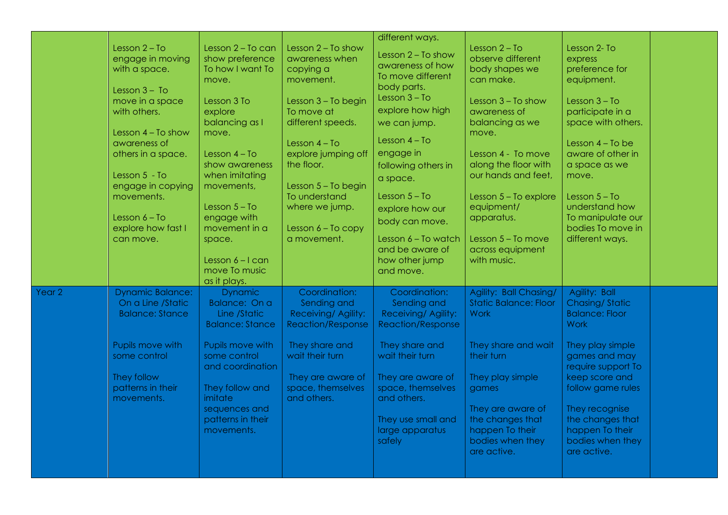|  |  |  |  |  |  |  |  |
|---|---|---|---|---|---|---|---|
|  | Lesson 2 – To engage in moving with a space.<br><br>Lesson 3 – To move in a space with others.<br><br>Lesson 4 – To show awareness of others in a space.<br><br>Lesson 5 - To engage in copying movements.<br><br>Lesson 6 – To explore how fast I can move. | Lesson 2 – To can show preference To how I want To move.<br><br>Lesson 3 To explore balancing as I move.<br><br>Lesson 4 – To show awareness when imitating movements,<br><br>Lesson 5 – To engage with movement in a space.<br><br>Lesson 6 – I can move To music as it plays. | Lesson 2 – To show awareness when copying a movement.<br><br>Lesson 3 – To begin To move at different speeds.<br><br>Lesson 4 – To explore jumping off the floor.<br><br>Lesson 5 – To begin To understand where we jump.<br><br>Lesson 6 – To copy a movement. | different ways.<br><br>Lesson 2 – To show awareness of how To move different body parts.<br>Lesson 3 – To explore how high we can jump.<br><br>Lesson 4 – To engage in following others in a space.<br><br>Lesson 5 – To explore how our body can move.<br><br>Lesson 6 – To watch and be aware of how other jump and move. | Lesson 2 – To observe different body shapes we can make.<br><br>Lesson 3 – To show awareness of balancing as we move.<br><br>Lesson 4 - To move along the floor with our hands and feet,<br><br>Lesson 5 – To explore equipment/ apparatus.<br><br>Lesson 5 – To move across equipment with music. | Lesson 2- To express preference for equipment.<br><br>Lesson 3 – To participate in a space with others.<br><br>Lesson 4 – To be aware of other in a space as we move.<br><br>Lesson 5 – To understand how To manipulate our bodies To move in different ways. |  |
| Year 2 | Dynamic Balance: On a Line /Static Balance: Stance<br><br>Pupils move with some control<br><br>They follow patterns in their movements. | Dynamic Balance: On a Line /Static Balance: Stance<br><br>Pupils move with some control and coordination<br><br>They follow and imitate sequences and patterns in their movements. | Coordination: Sending and Receiving/ Agility: Reaction/Response<br><br>They share and wait their turn<br><br>They are aware of space, themselves and others. | Coordination: Sending and Receiving/ Agility: Reaction/Response<br><br>They share and wait their turn<br><br>They are aware of space, themselves and others.<br><br>They use small and large apparatus safely | Agility: Ball Chasing/ Static Balance: Floor Work<br><br>They share and wait their turn<br><br>They play simple games<br><br>They are aware of the changes that happen To their bodies when they are active. | Agility: Ball Chasing/ Static Balance: Floor Work<br><br>They play simple games and may require support To keep score and follow game rules<br><br>They recognise the changes that happen To their bodies when they are active. |  |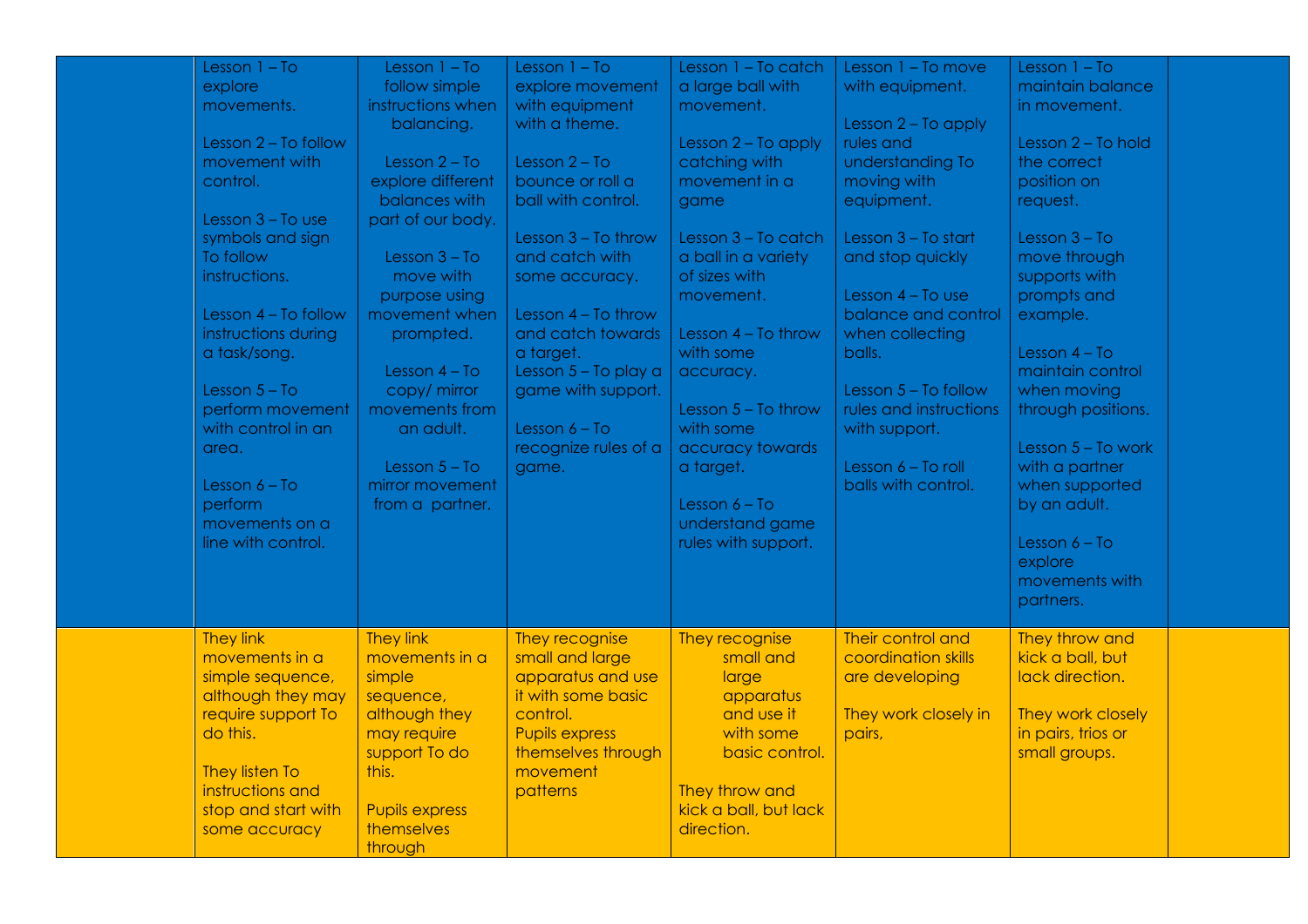| | | | | | | | |
|---|---|---|---|---|---|---|---|
| | Lesson 1 – To explore movements.<br><br>Lesson 2 – To follow movement with control.<br><br>Lesson 3 – To use symbols and sign To follow instructions.<br><br>Lesson 4 – To follow instructions during a task/song.<br><br>Lesson 5 – To perform movement with control in an area.<br><br>Lesson 6 – To perform movements on a line with control. | Lesson 1 – To follow simple instructions when balancing.<br><br>Lesson 2 – To explore different balances with part of our body.<br><br>Lesson 3 – To move with purpose using movement when prompted.<br><br>Lesson 4 – To copy/ mirror movements from an adult.<br><br>Lesson 5 – To mirror movement from a partner. | Lesson 1 – To explore movement with equipment with a theme.<br><br>Lesson 2 – To bounce or roll a ball with control.<br><br>Lesson 3 – To throw and catch with some accuracy.<br><br>Lesson 4 – To throw and catch towards a target.<br>Lesson 5 – To play a game with support.<br><br>Lesson 6 – To recognize rules of a game. | Lesson 1 – To catch a large ball with movement.<br><br>Lesson 2 – To apply catching with movement in a game<br><br>Lesson 3 – To catch a ball in a variety of sizes with movement.<br><br>Lesson 4 – To throw with some accuracy.<br><br>Lesson 5 – To throw with some accuracy towards a target.<br><br>Lesson 6 – To understand game rules with support. | Lesson 1 – To move with equipment.<br><br>Lesson 2 – To apply rules and understanding To moving with equipment.<br><br>Lesson 3 – To start and stop quickly<br><br>Lesson 4 – To use balance and control when collecting balls.<br><br>Lesson 5 – To follow rules and instructions with support.<br><br>Lesson 6 – To roll balls with control. | Lesson 1 – To maintain balance in movement.<br><br>Lesson 2 – To hold the correct position on request.<br><br>Lesson 3 – To move through supports with prompts and example.<br><br>Lesson 4 – To maintain control when moving through positions.<br><br>Lesson 5 – To work with a partner when supported by an adult.<br><br>Lesson 6 – To explore movements with partners. | |
| | They link movements in a simple sequence, although they may require support To do this.<br><br>They listen To instructions and stop and start with some accuracy | They link movements in a simple sequence, although they may require support To do this.<br><br>Pupils express themselves through | They recognise small and large apparatus and use it with some basic control.<br>Pupils express themselves through movement patterns | They recognise small and large apparatus and use it with some basic control.<br><br>They throw and kick a ball, but lack direction. | Their control and coordination skills are developing<br><br>They work closely in pairs, | They throw and kick a ball, but lack direction.<br><br>They work closely in pairs, trios or small groups. | |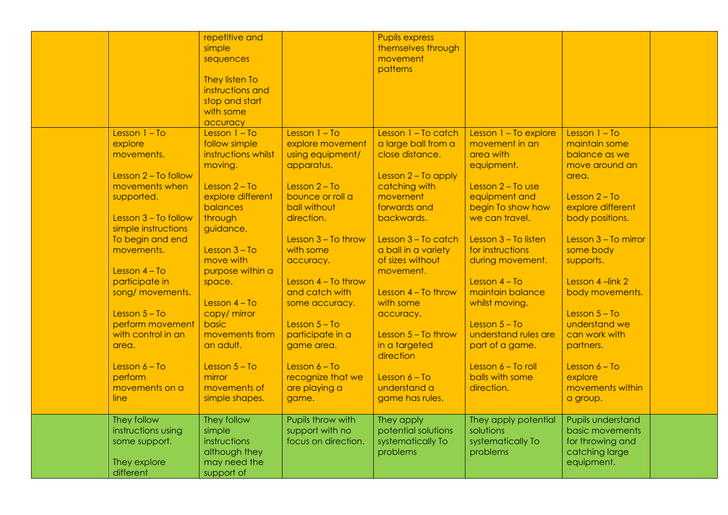| | | | | | | | |
|---|---|---|---|---|---|---|---|
| | | repetitive and simple sequences<br><br>They listen To instructions and stop and start with some accuracy | | Pupils express themselves through movement patterns | | | |
| | Lesson 1 – To explore movements.<br><br>Lesson 2 – To follow movements when supported.<br><br>Lesson 3 – To follow simple instructions To begin and end movements.<br><br>Lesson 4 – To participate in song/ movements.<br><br>Lesson 5 – To perform movement with control in an area.<br><br>Lesson 6 – To perform movements on a line | Lesson 1 – To follow simple instructions whilst moving.<br><br>Lesson 2 – To explore different balances through guidance.<br><br>Lesson 3 – To move with purpose within a space.<br><br>Lesson 4 – To copy/ mirror basic movements from an adult.<br><br>Lesson 5 – To mirror movements of simple shapes. | Lesson 1 – To explore movement using equipment/ apparatus.<br><br>Lesson 2 – To bounce or roll a ball without direction.<br><br>Lesson 3 – To throw with some accuracy.<br><br>Lesson 4 – To throw and catch with some accuracy.<br><br>Lesson 5 – To participate in a game area.<br><br>Lesson 6 – To recognize that we are playing a game. | Lesson 1 – To catch a large ball from a close distance.<br><br>Lesson 2 – To apply catching with movement forwards and backwards.<br><br>Lesson 3 – To catch a ball in a variety of sizes without movement.<br><br>Lesson 4 – To throw with some accuracy.<br><br>Lesson 5 – To throw in a targeted direction<br><br>Lesson 6 – To understand a game has rules. | Lesson 1 – To explore movement in an area with equipment.<br><br>Lesson 2 – To use equipment and begin To show how we can travel.<br><br>Lesson 3 – To listen for instructions during movement.<br><br>Lesson 4 – To maintain balance whilst moving.<br><br>Lesson 5 – To understand rules are part of a game.<br><br>Lesson 6 – To roll balls with some direction. | Lesson 1 – To maintain some balance as we move around an area.<br><br>Lesson 2 – To explore different body positions.<br><br>Lesson 3 – To mirror some body supports.<br><br>Lesson 4 –link 2 body movements.<br><br>Lesson 5 – To understand we can work with partners.<br><br>Lesson 6 – To explore movements within a group. | |
| | They follow instructions using some support.<br><br>They explore different | They follow simple instructions although they may need the support of | Pupils throw with support with no focus on direction. | They apply potential solutions systematically To problems | They apply potential solutions systematically To problems | Pupils understand basic movements for throwing and catching large equipment. | |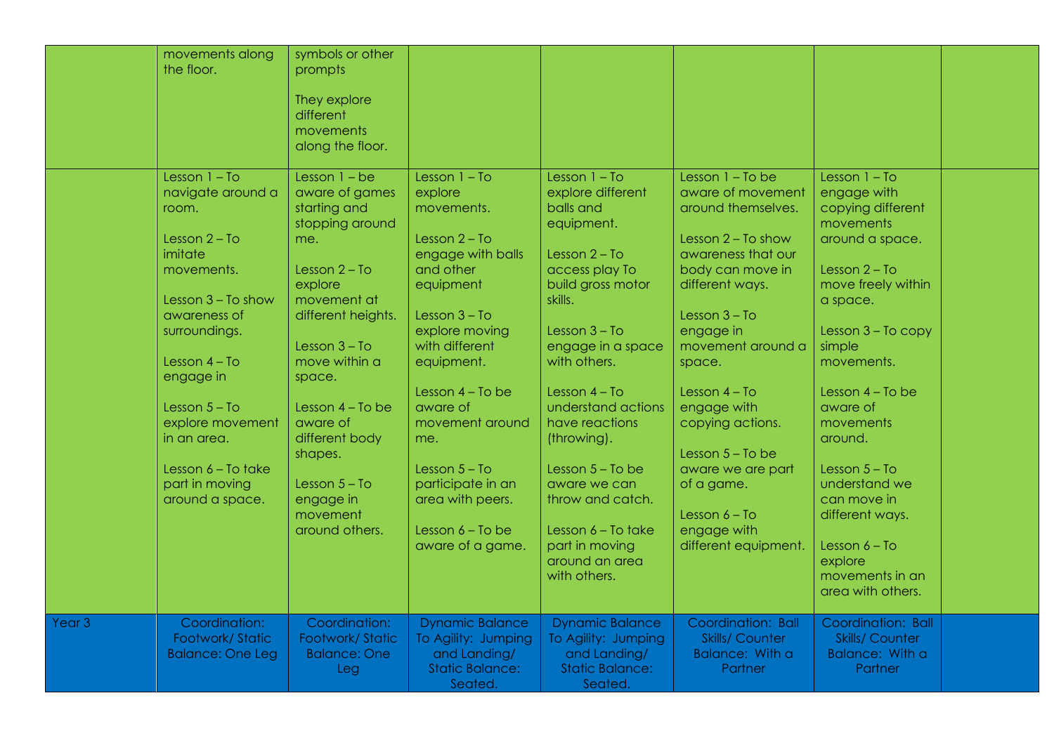| | | | | | | | |
|---|---|---|---|---|---|---|---|
| | movements along the floor. | symbols or other prompts<br><br>They explore different movements along the floor. | | | | | |
| | Lesson 1 – To navigate around a room.<br><br>Lesson 2 – To imitate movements.<br><br>Lesson 3 – To show awareness of surroundings.<br><br>Lesson 4 – To engage in<br><br>Lesson 5 – To explore movement in an area.<br><br>Lesson 6 – To take part in moving around a space. | Lesson 1 – be aware of games starting and stopping around me.<br><br>Lesson 2 – To explore movement at different heights.<br><br>Lesson 3 – To move within a space.<br><br>Lesson 4 – To be aware of different body shapes.<br><br>Lesson 5 – To engage in movement around others. | Lesson 1 – To explore movements.<br><br>Lesson 2 – To engage with balls and other equipment<br><br>Lesson 3 – To explore moving with different equipment.<br><br>Lesson 4 – To be aware of movement around me.<br><br>Lesson 5 – To participate in an area with peers.<br><br>Lesson 6 – To be aware of a game. | Lesson 1 – To explore different balls and equipment.<br><br>Lesson 2 – To access play To build gross motor skills.<br><br>Lesson 3 – To engage in a space with others.<br><br>Lesson 4 – To understand actions have reactions (throwing).<br><br>Lesson 5 – To be aware we can throw and catch.<br><br>Lesson 6 – To take part in moving around an area with others. | Lesson 1 – To be aware of movement around themselves.<br><br>Lesson 2 – To show awareness that our body can move in different ways.<br><br>Lesson 3 – To engage in movement around a space.<br><br>Lesson 4 – To engage with copying actions.<br><br>Lesson 5 – To be aware we are part of a game.<br><br>Lesson 6 – To engage with different equipment. | Lesson 1 – To engage with copying different movements around a space.<br><br>Lesson 2 – To move freely within a space.<br><br>Lesson 3 – To copy simple movements.<br><br>Lesson 4 – To be aware of movements around.<br><br>Lesson 5 – To understand we can move in different ways.<br><br>Lesson 6 – To explore movements in an area with others. | |
| Year 3 | Coordination: Footwork/ Static Balance: One Leg | Coordination: Footwork/ Static Balance: One Leg | Dynamic Balance To Agility: Jumping and Landing/ Static Balance: Seated. | Dynamic Balance To Agility: Jumping and Landing/ Static Balance: Seated. | Coordination: Ball Skills/ Counter Balance: With a Partner | Coordination: Ball Skills/ Counter Balance: With a Partner | |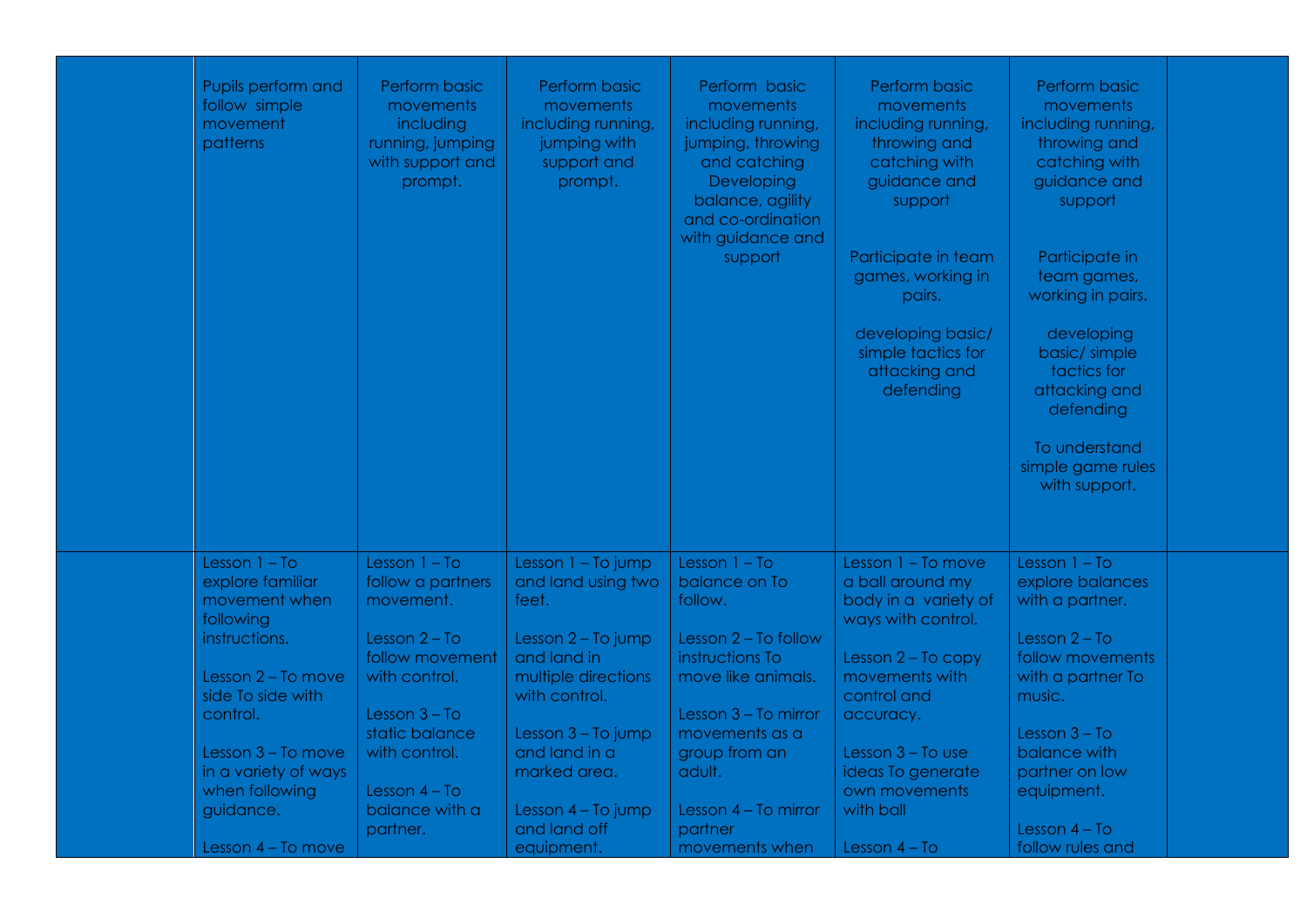| | | | | | | | |
|---|---|---|---|---|---|---|---|
| | Pupils perform and follow simple movement patterns | Perform basic movements including running, jumping with support and prompt. | Perform basic movements including running, jumping with support and prompt. | Perform basic movements including running, jumping, throwing and catching Developing balance, agility and co-ordination with guidance and support | Perform basic movements including running, throwing and catching with guidance and support<br><br>Participate in team games, working in pairs.<br><br>developing basic/ simple tactics for attacking and defending | Perform basic movements including running, throwing and catching with guidance and support<br><br>Participate in team games, working in pairs.<br><br>developing basic/ simple tactics for attacking and defending<br><br>To understand simple game rules with support. | |
| | Lesson 1 – To explore familiar movement when following instructions.<br><br>Lesson 2 – To move side To side with control.<br><br>Lesson 3 – To move in a variety of ways when following guidance.<br><br>Lesson 4 – To move | Lesson 1 – To follow a partners movement.<br><br>Lesson 2 – To follow movement with control.<br><br>Lesson 3 – To static balance with control.<br><br>Lesson 4 – To balance with a partner. | Lesson 1 – To jump and land using two feet.<br><br>Lesson 2 – To jump and land in multiple directions with control.<br><br>Lesson 3 – To jump and land in a marked area.<br><br>Lesson 4 – To jump and land off equipment. | Lesson 1 – To balance on To follow.<br><br>Lesson 2 – To follow instructions To move like animals.<br><br>Lesson 3 – To mirror movements as a group from an adult.<br><br>Lesson 4 – To mirror partner movements when | Lesson 1 – To move a ball around my body in a variety of ways with control.<br><br>Lesson 2 – To copy movements with control and accuracy.<br><br>Lesson 3 – To use ideas To generate own movements with ball<br><br>Lesson 4 – To | Lesson 1 – To explore balances with a partner.<br><br>Lesson 2 – To follow movements with a partner To music.<br><br>Lesson 3 – To balance with partner on low equipment.<br><br>Lesson 4 – To follow rules and | |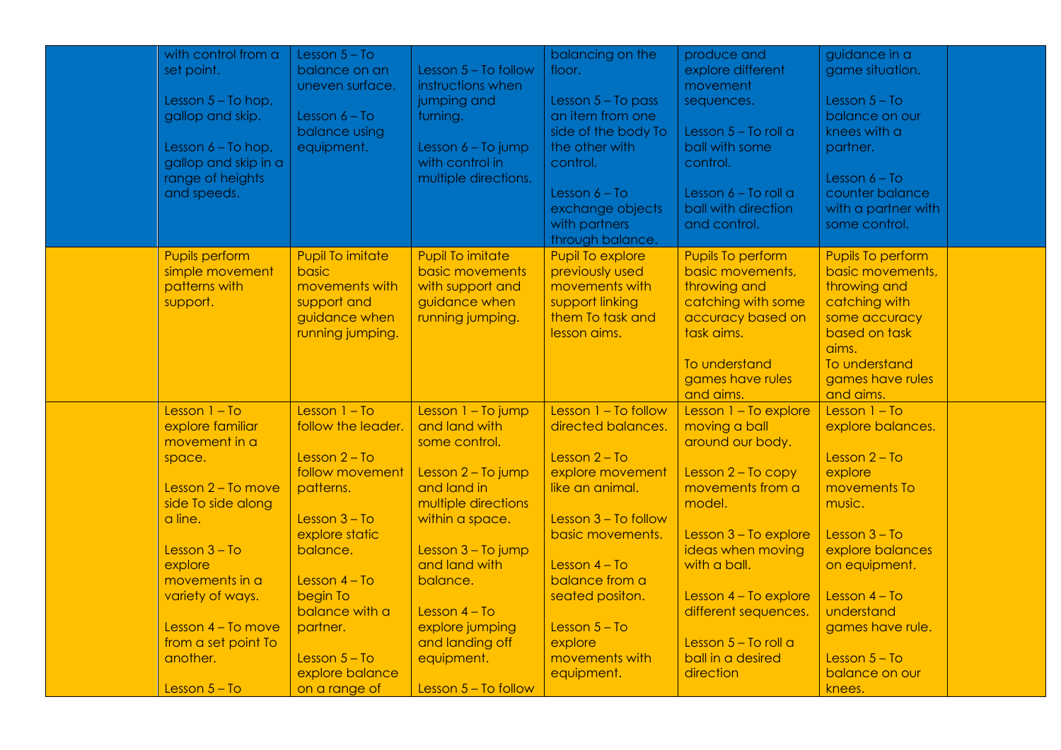|  |  |  |  |  |  |  |  |
|---|---|---|---|---|---|---|---|
|  | with control from a set point.<br><br>Lesson 5 – To hop, gallop and skip.<br><br>Lesson 6 – To hop, gallop and skip in a range of heights and speeds. | Lesson 5 – To balance on an uneven surface.<br><br>Lesson 6 – To balance using equipment. | Lesson 5 – To follow instructions when jumping and turning.<br><br>Lesson 6 – To jump with control in multiple directions. | balancing on the floor.<br><br>Lesson 5 – To pass an item from one side of the body To the other with control.<br><br>Lesson 6 – To exchange objects with partners through balance. | produce and explore different movement sequences.<br><br>Lesson 5 – To roll a ball with some control.<br><br>Lesson 6 – To roll a ball with direction and control. | guidance in a game situation.<br><br>Lesson 5 – To balance on our knees with a partner.<br><br>Lesson 6 – To counter balance with a partner with some control. |  |
|  | Pupils perform simple movement patterns with support. | Pupil To imitate basic movements with support and guidance when running jumping. | Pupil To imitate basic movements with support and guidance when running jumping. | Pupil To explore previously used movements with support linking them To task and lesson aims. | Pupils To perform basic movements, throwing and catching with some accuracy based on task aims.<br><br>To understand games have rules and aims. | Pupils To perform basic movements, throwing and catching with some accuracy based on task aims.<br>To understand games have rules and aims. |  |
|  | Lesson 1 – To explore familiar movement in a space.<br><br>Lesson 2 – To move side To side along a line.<br><br>Lesson 3 – To explore movements in a variety of ways.<br><br>Lesson 4 – To move from a set point To another.<br><br>Lesson 5 – To | Lesson 1 – To follow the leader.<br><br>Lesson 2 – To follow movement patterns.<br><br>Lesson 3 – To explore static balance.<br><br>Lesson 4 – To begin To balance with a partner.<br><br>Lesson 5 – To explore balance on a range of | Lesson 1 – To jump and land with some control.<br><br>Lesson 2 – To jump and land in multiple directions within a space.<br><br>Lesson 3 – To jump and land with balance.<br><br>Lesson 4 – To explore jumping and landing off equipment.<br><br>Lesson 5 – To follow | Lesson 1 – To follow directed balances.<br><br>Lesson 2 – To explore movement like an animal.<br><br>Lesson 3 – To follow basic movements.<br><br>Lesson 4 – To balance from a seated positon.<br><br>Lesson 5 – To explore movements with equipment. | Lesson 1 – To explore moving a ball around our body.<br><br>Lesson 2 – To copy movements from a model.<br><br>Lesson 3 – To explore ideas when moving with a ball.<br><br>Lesson 4 – To explore different sequences.<br><br>Lesson 5 – To roll a ball in a desired direction | Lesson 1 – To explore balances.<br><br>Lesson 2 – To explore movements To music.<br><br>Lesson 3 – To explore balances on equipment.<br><br>Lesson 4 – To understand games have rule.<br><br>Lesson 5 – To balance on our knees. |  |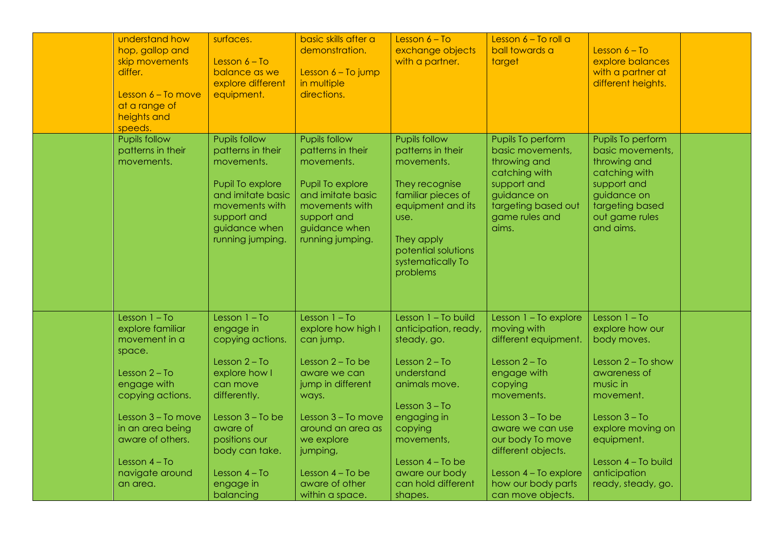| | | | | | | | |
|---|---|---|---|---|---|---|---|
| | understand how hop, gallop and skip movements differ.<br><br>Lesson 6 – To move at a range of heights and speeds. | surfaces.<br><br>Lesson 6 – To balance as we explore different equipment. | basic skills after a demonstration.<br><br>Lesson 6 – To jump in multiple directions. | Lesson 6 – To exchange objects with a partner. | Lesson 6 – To roll a ball towards a target | Lesson 6 – To explore balances with a partner at different heights. | |
| | Pupils follow patterns in their movements. | Pupils follow patterns in their movements.<br><br>Pupil To explore and imitate basic movements with support and guidance when running jumping. | Pupils follow patterns in their movements.<br><br>Pupil To explore and imitate basic movements with support and guidance when running jumping. | Pupils follow patterns in their movements.<br><br>They recognise familiar pieces of equipment and its use.<br><br>They apply potential solutions systematically To problems | Pupils To perform basic movements, throwing and catching with support and guidance on targeting based out game rules and aims. | Pupils To perform basic movements, throwing and catching with support and guidance on targeting based out game rules and aims. | |
| | Lesson 1 – To explore familiar movement in a space.<br><br>Lesson 2 – To engage with copying actions.<br><br>Lesson 3 – To move in an area being aware of others.<br><br>Lesson 4 – To navigate around an area. | Lesson 1 – To engage in copying actions.<br><br>Lesson 2 – To explore how I can move differently.<br><br>Lesson 3 – To be aware of positions our body can take.<br><br>Lesson 4 – To engage in balancing | Lesson 1 – To explore how high I can jump.<br><br>Lesson 2 – To be aware we can jump in different ways.<br><br>Lesson 3 – To move around an area as we explore jumping,<br><br>Lesson 4 – To be aware of other within a space. | Lesson 1 – To build anticipation, ready, steady, go.<br><br>Lesson 2 – To understand animals move.<br><br>Lesson 3 – To engaging in copying movements,<br><br>Lesson 4 – To be aware our body can hold different shapes. | Lesson 1 – To explore moving with different equipment.<br><br>Lesson 2 – To engage with copying movements.<br><br>Lesson 3 – To be aware we can use our body To move different objects.<br><br>Lesson 4 – To explore how our body parts can move objects. | Lesson 1 – To explore how our body moves.<br><br>Lesson 2 – To show awareness of music in movement.<br><br>Lesson 3 – To explore moving on equipment.<br><br>Lesson 4 – To build anticipation ready, steady, go. | |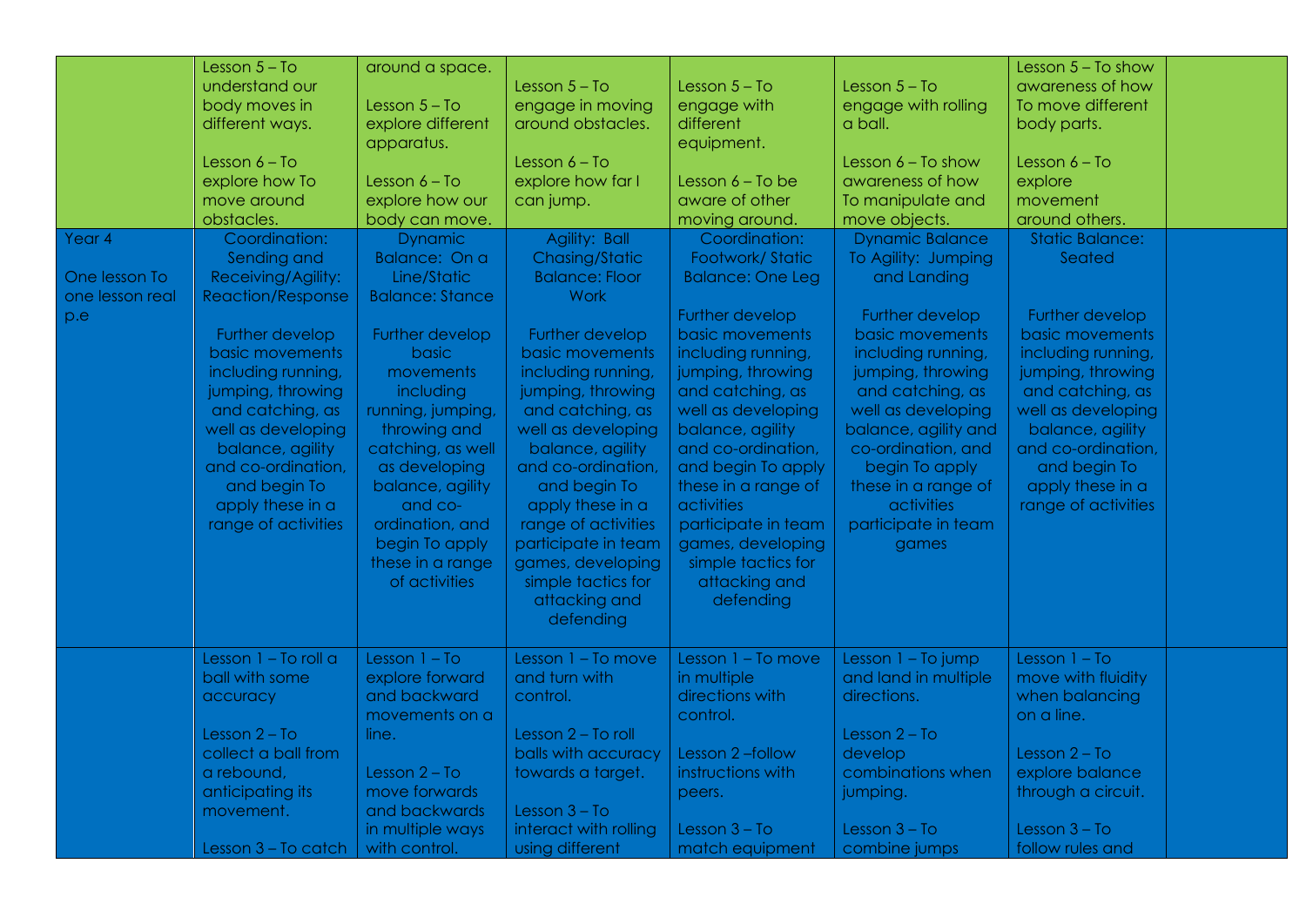| | | | | | | | |
|---|---|---|---|---|---|---|---|
| | Lesson 5 – To understand our body moves in different ways.<br><br>Lesson 6 – To explore how To move around obstacles. | around a space.<br><br>Lesson 5 – To explore different apparatus.<br><br>Lesson 6 – To explore how our body can move. | Lesson 5 – To engage in moving around obstacles.<br><br>Lesson 6 – To explore how far I can jump. | Lesson 5 – To engage with different equipment.<br><br>Lesson 6 – To be aware of other moving around. | Lesson 5 – To engage with rolling a ball.<br><br>Lesson 6 – To show awareness of how To manipulate and move objects. | Lesson 5 – To show awareness of how To move different body parts.<br><br>Lesson 6 – To explore movement around others. | |
| Year 4<br><br>One lesson To one lesson real p.e | Coordination: Sending and Receiving/Agility: Reaction/Response<br><br>Further develop basic movements including running, jumping, throwing and catching, as well as developing balance, agility and co-ordination, and begin To apply these in a range of activities | Dynamic Balance: On a Line/Static Balance: Stance<br><br>Further develop basic movements including running, jumping, throwing and catching, as well as developing balance, agility and co-ordination, and begin To apply these in a range of activities | Agility: Ball Chasing/Static Balance: Floor Work<br><br>Further develop basic movements including running, jumping, throwing and catching, as well as developing balance, agility and co-ordination, and begin To apply these in a range of activities participate in team games, developing simple tactics for attacking and defending | Coordination: Footwork/ Static Balance: One Leg<br><br>Further develop basic movements including running, jumping, throwing and catching, as well as developing balance, agility and co-ordination, and begin To apply these in a range of activities participate in team games, developing simple tactics for attacking and defending | Dynamic Balance To Agility: Jumping and Landing<br><br>Further develop basic movements including running, jumping, throwing and catching, as well as developing balance, agility and co-ordination, and begin To apply these in a range of activities participate in team games | Static Balance: Seated<br><br>Further develop basic movements including running, jumping, throwing and catching, as well as developing balance, agility and co-ordination, and begin To apply these in a range of activities | |
| | Lesson 1 – To roll a ball with some accuracy<br><br>Lesson 2 – To collect a ball from a rebound, anticipating its movement.<br><br>Lesson 3 – To catch | Lesson 1 – To explore forward and backward movements on a line.<br><br>Lesson 2 – To move forwards and backwards in multiple ways with control. | Lesson 1 – To move and turn with control.<br><br>Lesson 2 – To roll balls with accuracy towards a target.<br><br>Lesson 3 – To interact with rolling using different | Lesson 1 – To move in multiple directions with control.<br><br>Lesson 2 –follow instructions with peers.<br><br>Lesson 3 – To match equipment | Lesson 1 – To jump and land in multiple directions.<br><br>Lesson 2 – To develop combinations when jumping.<br><br>Lesson 3 – To combine jumps | Lesson 1 – To move with fluidity when balancing on a line.<br><br>Lesson 2 – To explore balance through a circuit.<br><br>Lesson 3 – To follow rules and | |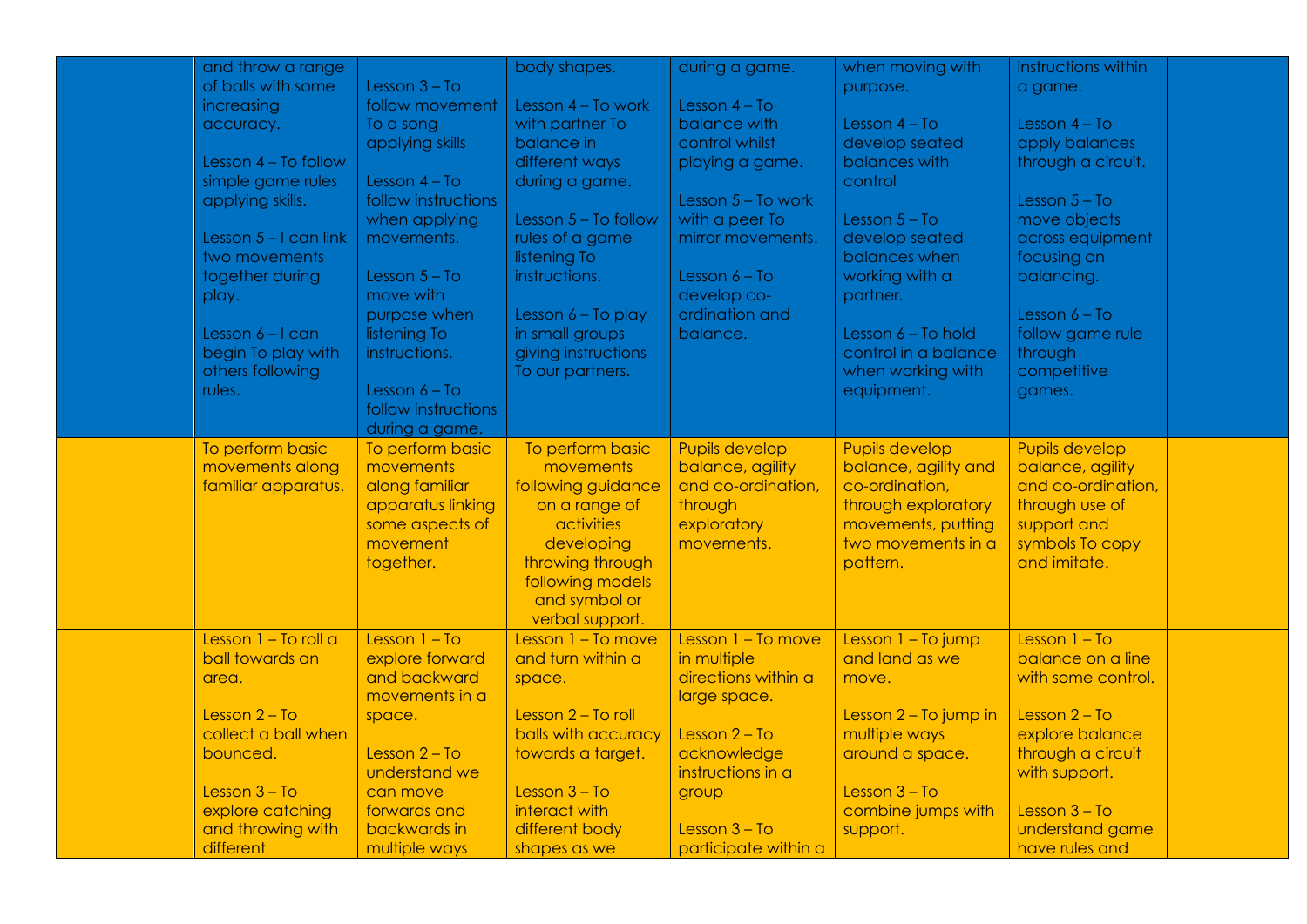|  |  |  |  |  |  |  |  |
|---|---|---|---|---|---|---|---|
|  | and throw a range of balls with some increasing accuracy.<br><br>Lesson 4 – To follow simple game rules applying skills.<br><br>Lesson 5 – I can link two movements together during play.<br><br>Lesson 6 – I can begin To play with others following rules. | Lesson 3 – To follow movement To a song applying skills<br><br>Lesson 4 – To follow instructions when applying movements.<br><br>Lesson 5 – To move with purpose when listening To instructions.<br><br>Lesson 6 – To follow instructions during a game. | body shapes.<br><br>Lesson 4 – To work with partner To balance in different ways during a game.<br><br>Lesson 5 – To follow rules of a game listening To instructions.<br><br>Lesson 6 – To play in small groups giving instructions To our partners. | during a game.<br><br>Lesson 4 – To balance with control whilst playing a game.<br><br>Lesson 5 – To work with a peer To mirror movements.<br><br>Lesson 6 – To develop co-ordination and balance. | when moving with purpose.<br><br>Lesson 4 – To develop seated balances with control<br><br>Lesson 5 – To develop seated balances when working with a partner.<br><br>Lesson 6 – To hold control in a balance when working with equipment. | instructions within a game.<br><br>Lesson 4 – To apply balances through a circuit.<br><br>Lesson 5 – To move objects across equipment focusing on balancing.<br><br>Lesson 6 – To follow game rule through competitive games. |  |
|  | To perform basic movements along familiar apparatus. | To perform basic movements along familiar apparatus linking some aspects of movement together. | To perform basic movements following guidance on a range of activities developing throwing through following models and symbol or verbal support. | Pupils develop balance, agility and co-ordination, through exploratory movements. | Pupils develop balance, agility and co-ordination, through exploratory movements, putting two movements in a pattern. | Pupils develop balance, agility and co-ordination, through use of support and symbols To copy and imitate. |  |
|  | Lesson 1 – To roll a ball towards an area.<br><br>Lesson 2 – To collect a ball when bounced.<br><br>Lesson 3 – To explore catching and throwing with different | Lesson 1 – To explore forward and backward movements in a space.<br><br>Lesson 2 – To understand we can move forwards and backwards in multiple ways | Lesson 1 – To move and turn within a space.<br><br>Lesson 2 – To roll balls with accuracy towards a target.<br><br>Lesson 3 – To interact with different body shapes as we | Lesson 1 – To move in multiple directions within a large space.<br><br>Lesson 2 – To acknowledge instructions in a group<br><br>Lesson 3 – To participate within a | Lesson 1 – To jump and land as we move.<br><br>Lesson 2 – To jump in multiple ways around a space.<br><br>Lesson 3 – To combine jumps with support. | Lesson 1 – To balance on a line with some control.<br><br>Lesson 2 – To explore balance through a circuit with support.<br><br>Lesson 3 – To understand game have rules and |  |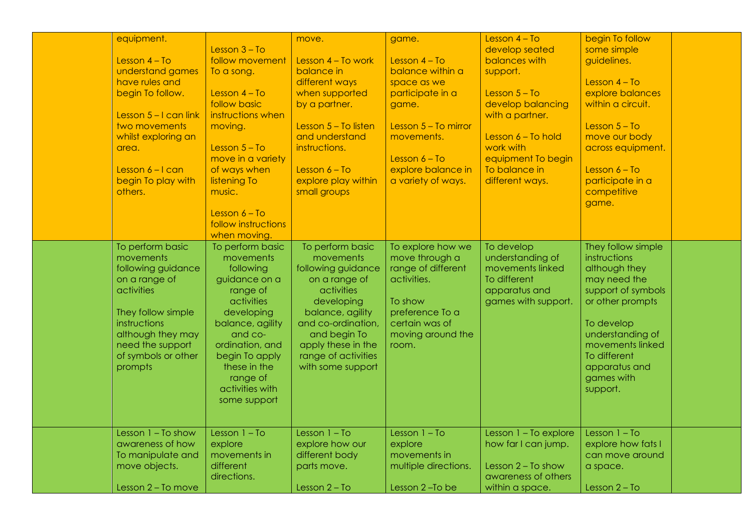| | | | | | | | |
|---|---|---|---|---|---|---|---|
| | equipment.<br><br>Lesson 4 – To understand games have rules and begin To follow.<br><br>Lesson 5 – I can link two movements whilst exploring an area.<br><br>Lesson 6 – I can begin To play with others. | Lesson 3 – To follow movement To a song.<br><br>Lesson 4 – To follow basic instructions when moving.<br><br>Lesson 5 – To move in a variety of ways when listening To music.<br><br>Lesson 6 – To follow instructions when moving. | move.<br><br>Lesson 4 – To work balance in different ways when supported by a partner.<br><br>Lesson 5 – To listen and understand instructions.<br><br>Lesson 6 – To explore play within small groups | game.<br><br>Lesson 4 – To balance within a space as we participate in a game.<br><br>Lesson 5 – To mirror movements.<br><br>Lesson 6 – To explore balance in a variety of ways. | Lesson 4 – To develop seated balances with support.<br><br>Lesson 5 – To develop balancing with a partner.<br><br>Lesson 6 – To hold work with equipment To begin To balance in different ways. | begin To follow some simple guidelines.<br><br>Lesson 4 – To explore balances within a circuit.<br><br>Lesson 5 – To move our body across equipment.<br><br>Lesson 6 – To participate in a competitive game. | |
| | To perform basic movements following guidance on a range of activities<br><br>They follow simple instructions although they may need the support of symbols or other prompts | To perform basic movements following guidance on a range of activities developing balance, agility and co-ordination, and begin To apply these in the range of activities with some support | To perform basic movements following guidance on a range of activities developing balance, agility and co-ordination, and begin To apply these in the range of activities with some support | To explore how we move through a range of different activities.<br><br>To show preference To a certain was of moving around the room. | To develop understanding of movements linked To different apparatus and games with support. | They follow simple instructions although they may need the support of symbols or other prompts<br><br>To develop understanding of movements linked To different apparatus and games with support. | |
| | Lesson 1 – To show awareness of how To manipulate and move objects.<br><br>Lesson 2 – To move | Lesson 1 – To explore movements in different directions. | Lesson 1 – To explore how our different body parts move.<br><br>Lesson 2 – To | Lesson 1 – To explore movements in multiple directions.<br><br>Lesson 2 –To be | Lesson 1 – To explore how far I can jump.<br><br>Lesson 2 – To show awareness of others within a space. | Lesson 1 – To explore how fats I can move around a space.<br><br>Lesson 2 – To | |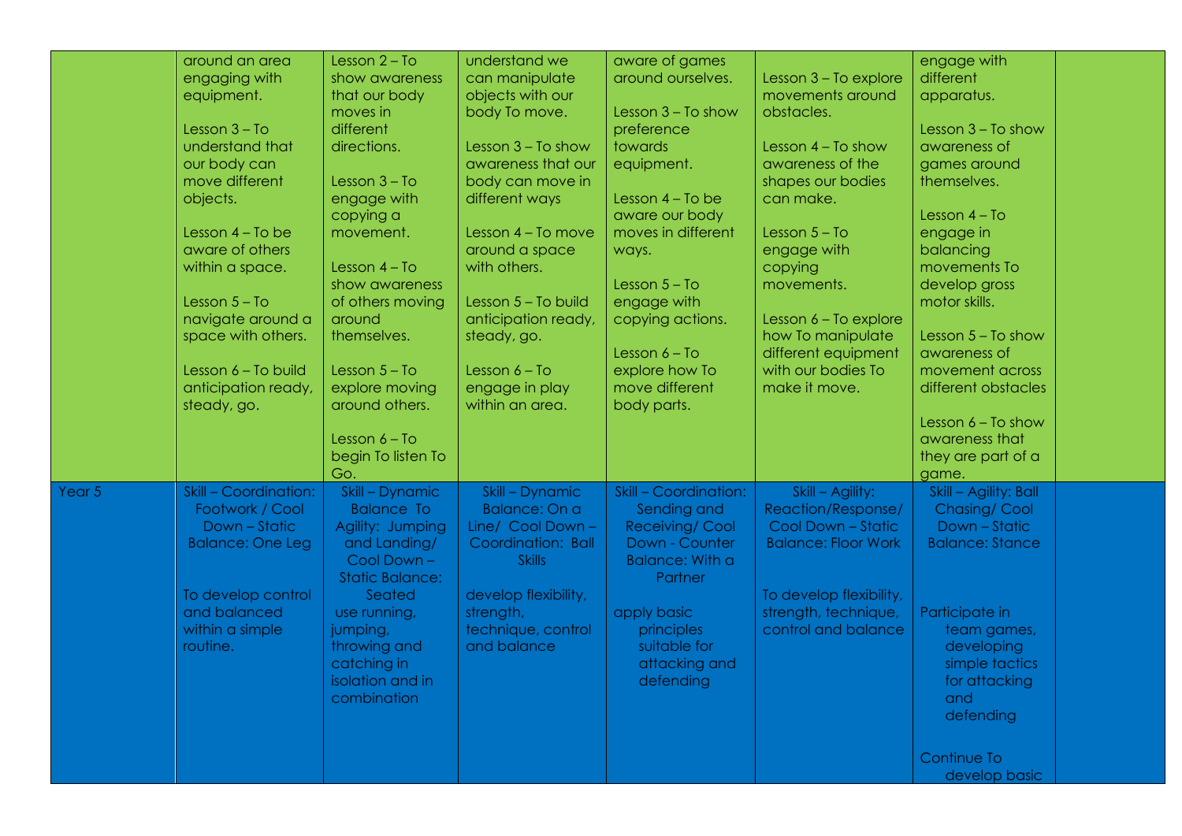| | | | | | | | |
|---|---|---|---|---|---|---|---|
| | around an area engaging with equipment.<br><br>Lesson 3 – To understand that our body can move different objects.<br><br>Lesson 4 – To be aware of others within a space.<br><br>Lesson 5 – To navigate around a space with others.<br><br>Lesson 6 – To build anticipation ready, steady, go. | Lesson 2 – To show awareness that our body moves in different directions.<br><br>Lesson 3 – To engage with copying a movement.<br><br>Lesson 4 – To show awareness of others moving around themselves.<br><br>Lesson 5 – To explore moving around others.<br><br>Lesson 6 – To begin To listen To Go. | understand we can manipulate objects with our body To move.<br><br>Lesson 3 – To show awareness that our body can move in different ways<br><br>Lesson 4 – To move around a space with others.<br><br>Lesson 5 – To build anticipation ready, steady, go.<br><br>Lesson 6 – To engage in play within an area. | aware of games around ourselves.<br><br>Lesson 3 – To show preference towards equipment.<br><br>Lesson 4 – To be aware our body moves in different ways.<br><br>Lesson 5 – To engage with copying actions.<br><br>Lesson 6 – To explore how To move different body parts. | Lesson 3 – To explore movements around obstacles.<br><br>Lesson 4 – To show awareness of the shapes our bodies can make.<br><br>Lesson 5 – To engage with copying movements.<br><br>Lesson 6 – To explore how To manipulate different equipment with our bodies To make it move. | engage with different apparatus.<br><br>Lesson 3 – To show awareness of games around themselves.<br><br>Lesson 4 – To engage in balancing movements To develop gross motor skills.<br><br>Lesson 5 – To show awareness of movement across different obstacles<br><br>Lesson 6 – To show awareness that they are part of a game. | |
| Year 5 | Skill – Coordination: Footwork / Cool Down – Static Balance: One Leg<br><br>To develop control and balanced within a simple routine. | Skill – Dynamic Balance To Agility: Jumping and Landing/ Cool Down – Static Balance: Seated<br>use running, jumping, throwing and catching in isolation and in combination | Skill – Dynamic Balance: On a Line/ Cool Down – Coordination: Ball Skills<br><br>develop flexibility, strength, technique, control and balance | Skill – Coordination: Sending and Receiving/ Cool Down - Counter Balance: With a Partner<br><br>apply basic principles suitable for attacking and defending | Skill – Agility: Reaction/Response/ Cool Down – Static Balance: Floor Work<br><br>To develop flexibility, strength, technique, control and balance | Skill – Agility: Ball Chasing/ Cool Down – Static Balance: Stance<br><br>Participate in team games, developing simple tactics for attacking and defending<br><br>Continue To develop basic | |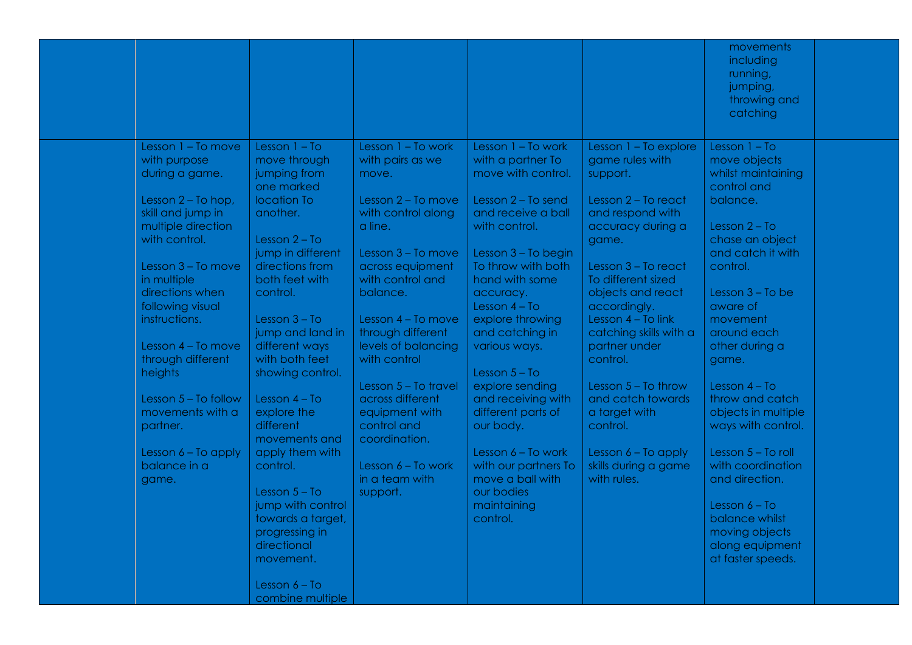|  |  |  |  |  |  | movements including running, jumping, throwing and catching |  |
| --- | --- | --- | --- | --- | --- | --- | --- |
|  | Lesson 1 – To move with purpose during a game.<br><br>Lesson 2 – To hop, skill and jump in multiple direction with control.<br><br>Lesson 3 – To move in multiple directions when following visual instructions.<br><br>Lesson 4 – To move through different heights<br><br>Lesson 5 – To follow movements with a partner.<br><br>Lesson 6 – To apply balance in a game. | Lesson 1 – To move through jumping from one marked location To another.<br><br>Lesson 2 – To jump in different directions from both feet with control.<br><br>Lesson 3 – To jump and land in different ways with both feet showing control.<br><br>Lesson 4 – To explore the different movements and apply them with control.<br><br>Lesson 5 – To jump with control towards a target, progressing in directional movement.<br><br>Lesson 6 – To combine multiple | Lesson 1 – To work with pairs as we move.<br><br>Lesson 2 – To move with control along a line.<br><br>Lesson 3 – To move across equipment with control and balance.<br><br>Lesson 4 – To move through different levels of balancing with control<br><br>Lesson 5 – To travel across different equipment with control and coordination.<br><br>Lesson 6 – To work in a team with support. | Lesson 1 – To work with a partner To move with control.<br><br>Lesson 2 – To send and receive a ball with control.<br><br>Lesson 3 – To begin To throw with both hand with some accuracy.<br>Lesson 4 – To explore throwing and catching in various ways.<br><br>Lesson 5 – To explore sending and receiving with different parts of our body.<br><br>Lesson 6 – To work with our partners To move a ball with our bodies maintaining control. | Lesson 1 – To explore game rules with support.<br><br>Lesson 2 – To react and respond with accuracy during a game.<br><br>Lesson 3 – To react To different sized objects and react accordingly.<br>Lesson 4 – To link catching skills with a partner under control.<br><br>Lesson 5 – To throw and catch towards a target with control.<br><br>Lesson 6 – To apply skills during a game with rules. | Lesson 1 – To move objects whilst maintaining control and balance.<br><br>Lesson 2 – To chase an object and catch it with control.<br><br>Lesson 3 – To be aware of movement around each other during a game.<br><br>Lesson 4 – To throw and catch objects in multiple ways with control.<br><br>Lesson 5 – To roll with coordination and direction.<br><br>Lesson 6 – To balance whilst moving objects along equipment at faster speeds. |  |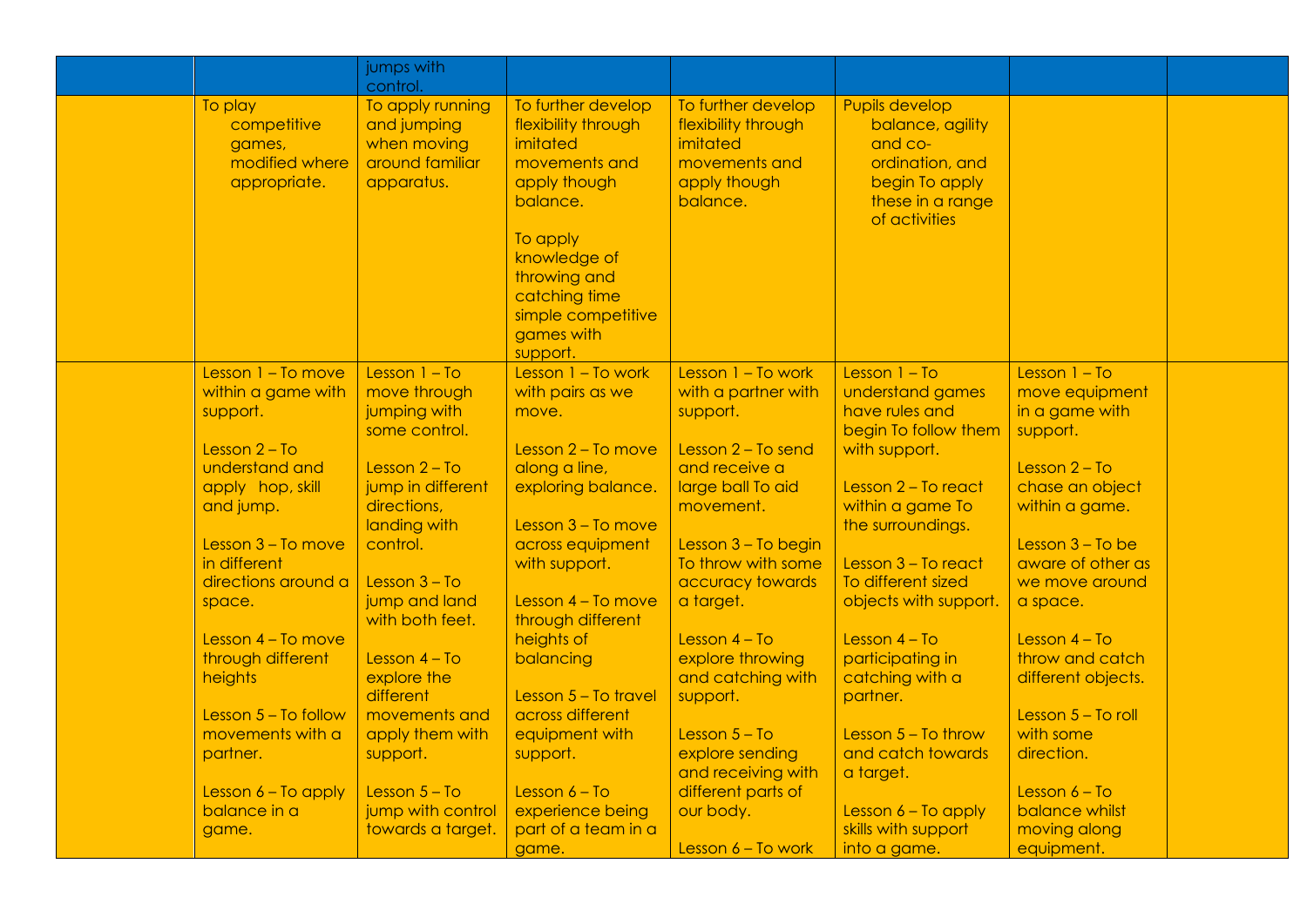|  |  | jumps with control. |  |  |  |  |  |
|---|---|---|---|---|---|---|---|
|  | To play competitive games, modified where appropriate. | To apply running and jumping when moving around familiar apparatus. | To further develop flexibility through imitated movements and apply though balance.<br><br>To apply knowledge of throwing and catching time simple competitive games with support. | To further develop flexibility through imitated movements and apply though balance. | Pupils develop balance, agility and co-ordination, and begin To apply these in a range of activities |  |  |
|  | Lesson 1 – To move within a game with support.<br><br>Lesson 2 – To understand and apply hop, skill and jump.<br><br>Lesson 3 – To move in different directions around a space.<br><br>Lesson 4 – To move through different heights<br><br>Lesson 5 – To follow movements with a partner.<br><br>Lesson 6 – To apply balance in a game. | Lesson 1 – To move through jumping with some control.<br><br>Lesson 2 – To jump in different directions, landing with control.<br><br>Lesson 3 – To jump and land with both feet.<br><br>Lesson 4 – To explore the different movements and apply them with support.<br><br>Lesson 5 – To jump with control towards a target. | Lesson 1 – To work with pairs as we move.<br><br>Lesson 2 – To move along a line, exploring balance.<br><br>Lesson 3 – To move across equipment with support.<br><br>Lesson 4 – To move through different heights of balancing<br><br>Lesson 5 – To travel across different equipment with support.<br><br>Lesson 6 – To experience being part of a team in a game. | Lesson 1 – To work with a partner with support.<br><br>Lesson 2 – To send and receive a large ball To aid movement.<br><br>Lesson 3 – To begin To throw with some accuracy towards a target.<br><br>Lesson 4 – To explore throwing and catching with support.<br><br>Lesson 5 – To explore sending and receiving with different parts of our body.<br><br>Lesson 6 – To work | Lesson 1 – To understand games have rules and begin To follow them with support.<br><br>Lesson 2 – To react within a game To the surroundings.<br><br>Lesson 3 – To react To different sized objects with support.<br><br>Lesson 4 – To participating in catching with a partner.<br><br>Lesson 5 – To throw and catch towards a target.<br><br>Lesson 6 – To apply skills with support into a game. | Lesson 1 – To move equipment in a game with support.<br><br>Lesson 2 – To chase an object within a game.<br><br>Lesson 3 – To be aware of other as we move around a space.<br><br>Lesson 4 – To throw and catch different objects.<br><br>Lesson 5 – To roll with some direction.<br><br>Lesson 6 – To balance whilst moving along equipment. |  |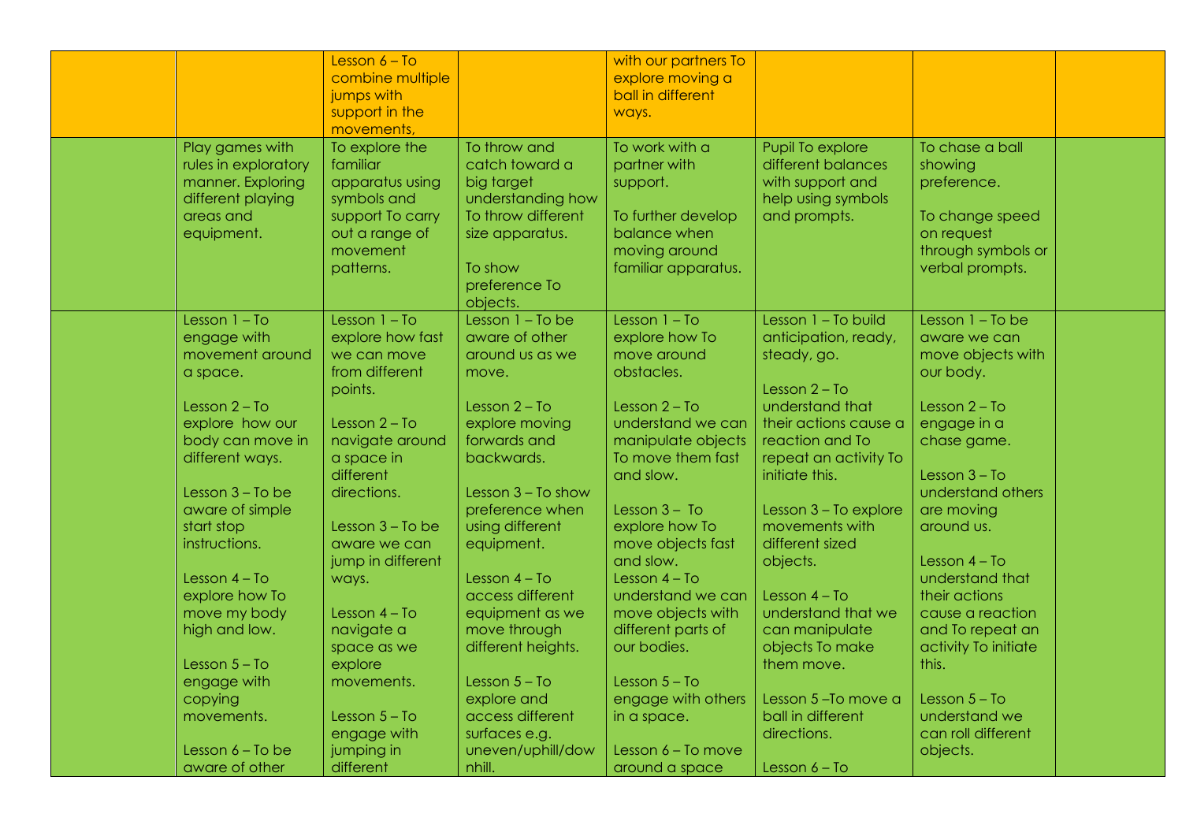| | | | | | | | |
|---|---|---|---|---|---|---|---|
| | | Lesson 6 – To combine multiple jumps with support in the movements, | | with our partners To explore moving a ball in different ways. | | | |
| | Play games with rules in exploratory manner. Exploring different playing areas and equipment. | To explore the familiar apparatus using symbols and support To carry out a range of movement patterns. | To throw and catch toward a big target understanding how To throw different size apparatus.<br><br>To show preference To objects. | To work with a partner with support.<br><br>To further develop balance when moving around familiar apparatus. | Pupil To explore different balances with support and help using symbols and prompts. | To chase a ball showing preference.<br><br>To change speed on request through symbols or verbal prompts. | |
| | Lesson 1 – To engage with movement around a space.<br><br>Lesson 2 – To explore how our body can move in different ways.<br><br>Lesson 3 – To be aware of simple start stop instructions.<br><br>Lesson 4 – To explore how To move my body high and low.<br><br>Lesson 5 – To engage with copying movements.<br><br>Lesson 6 – To be aware of other | Lesson 1 – To explore how fast we can move from different points.<br><br>Lesson 2 – To navigate around a space in different directions.<br><br>Lesson 3 – To be aware we can jump in different ways.<br><br>Lesson 4 – To navigate a space as we explore movements.<br><br>Lesson 5 – To engage with jumping in different | Lesson 1 – To be aware of other around us as we move.<br><br>Lesson 2 – To explore moving forwards and backwards.<br><br>Lesson 3 – To show preference when using different equipment.<br><br>Lesson 4 – To access different equipment as we move through different heights.<br><br>Lesson 5 – To explore and access different surfaces e.g. uneven/uphill/downhill. | Lesson 1 – To explore how To move around obstacles.<br><br>Lesson 2 – To understand we can manipulate objects To move them fast and slow.<br><br>Lesson 3 – To explore how To move objects fast and slow.<br>Lesson 4 – To understand we can move objects with different parts of our bodies.<br><br>Lesson 5 – To engage with others in a space.<br><br>Lesson 6 – To move around a space | Lesson 1 – To build anticipation, ready, steady, go.<br><br>Lesson 2 – To understand that their actions cause a reaction and To repeat an activity To initiate this.<br><br>Lesson 3 – To explore movements with different sized objects.<br><br>Lesson 4 – To understand that we can manipulate objects To make them move.<br><br>Lesson 5 –To move a ball in different directions.<br><br>Lesson 6 – To | Lesson 1 – To be aware we can move objects with our body.<br><br>Lesson 2 – To engage in a chase game.<br><br>Lesson 3 – To understand others are moving around us.<br><br>Lesson 4 – To understand that their actions cause a reaction and To repeat an activity To initiate this.<br><br>Lesson 5 – To understand we can roll different objects. | |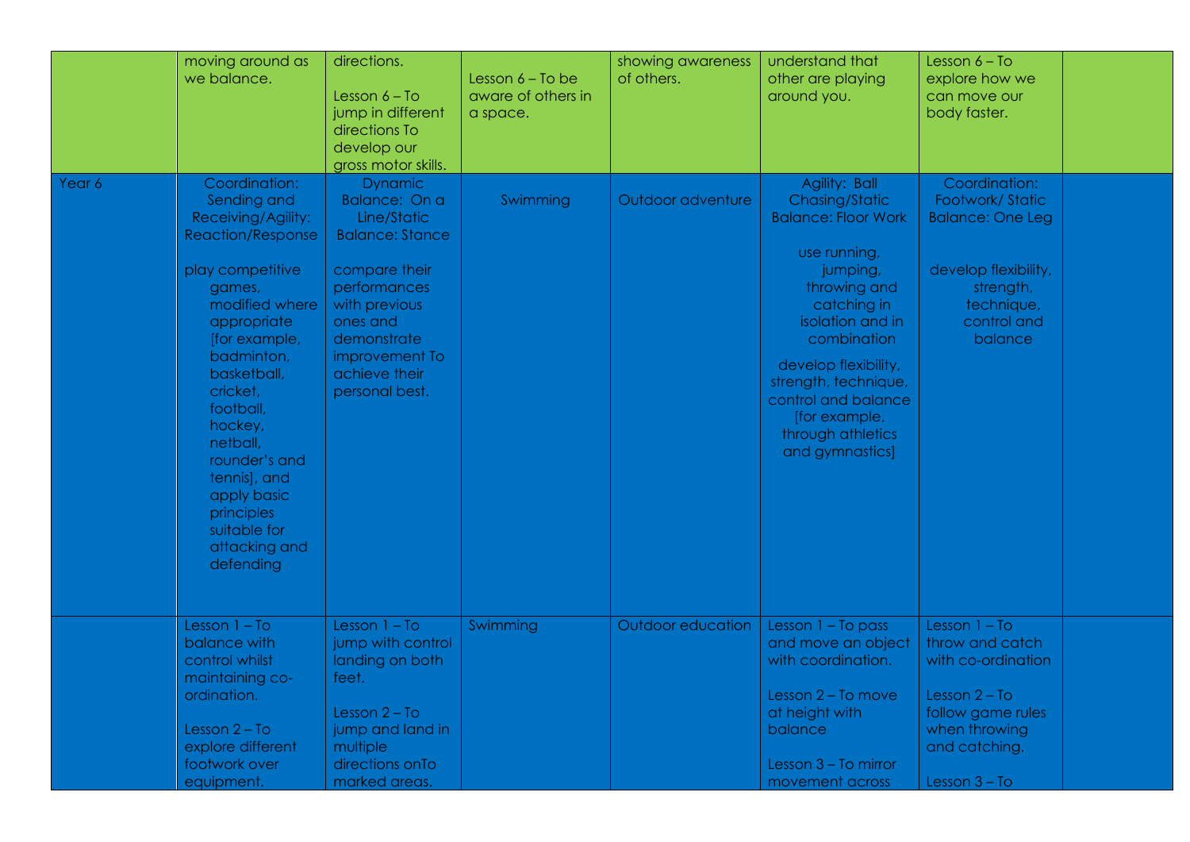| | | | | | | | |
|---|---|---|---|---|---|---|---|
| | moving around as we balance. | directions.<br><br>Lesson 6 – To jump in different directions To develop our gross motor skills. | Lesson 6 – To be aware of others in a space. | showing awareness of others. | understand that other are playing around you. | Lesson 6 – To explore how we can move our body faster. | |
| Year 6 | Coordination: Sending and Receiving/Agility: Reaction/Response<br><br>play competitive games, modified where appropriate [for example, badminton, basketball, cricket, football, hockey, netball, rounder's and tennis], and apply basic principles suitable for attacking and defending | Dynamic Balance: On a Line/Static Balance: Stance<br><br>compare their performances with previous ones and demonstrate improvement To achieve their personal best. | Swimming | Outdoor adventure | Agility: Ball Chasing/Static Balance: Floor Work<br><br>use running, jumping, throwing and catching in isolation and in combination<br><br>develop flexibility, strength, technique, control and balance [for example, through athletics and gymnastics] | Coordination: Footwork/ Static Balance: One Leg<br><br>develop flexibility, strength, technique, control and balance | |
| | Lesson 1 – To balance with control whilst maintaining co-ordination.<br><br>Lesson 2 – To explore different footwork over equipment. | Lesson 1 – To jump with control landing on both feet.<br><br>Lesson 2 – To jump and land in multiple directions onTo marked areas. | Swimming | Outdoor education | Lesson 1 – To pass and move an object with coordination.<br><br>Lesson 2 – To move at height with balance<br><br>Lesson 3 – To mirror movement across | Lesson 1 – To throw and catch with co-ordination<br><br>Lesson 2 – To follow game rules when throwing and catching.<br><br>Lesson 3 – To | |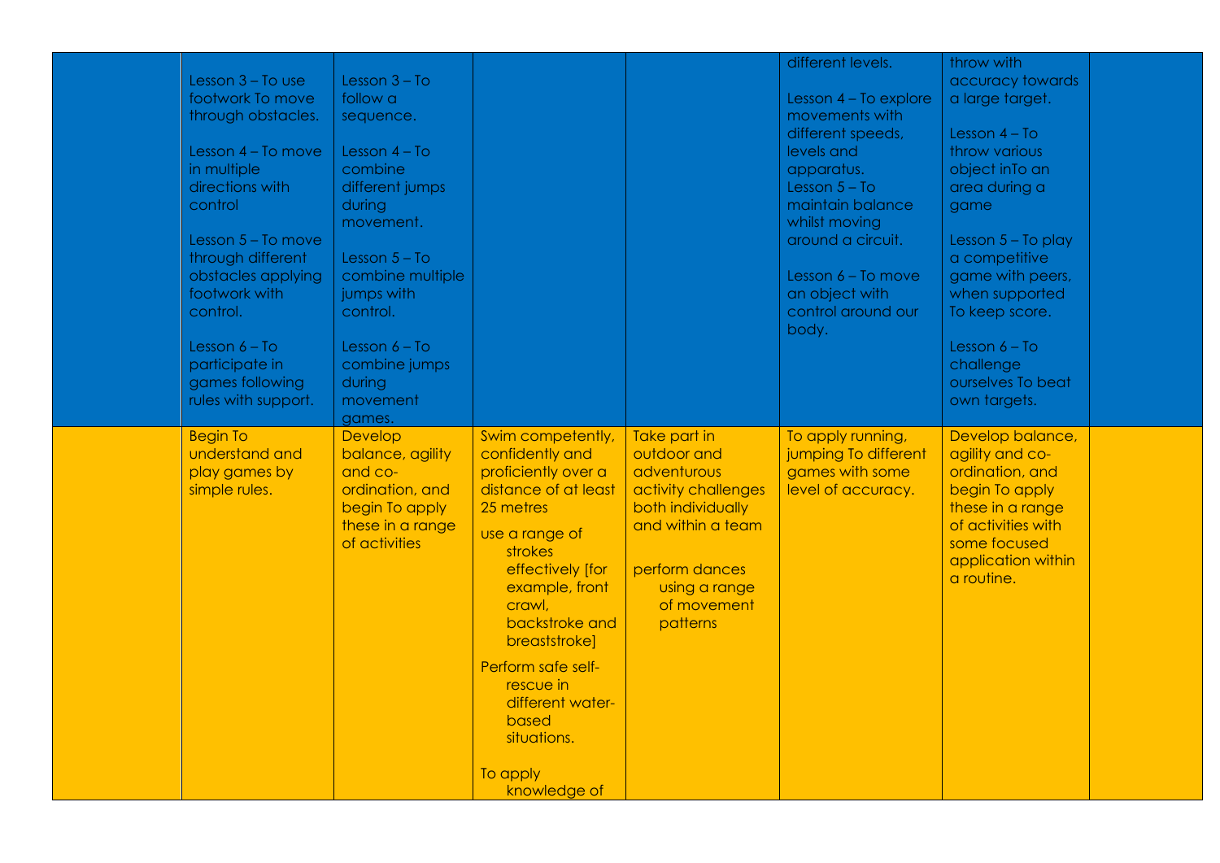|  |  |  |  |  |  |  |  |
|---|---|---|---|---|---|---|---|
|  | Lesson 3 – To use footwork To move through obstacles.<br><br>Lesson 4 – To move in multiple directions with control<br><br>Lesson 5 – To move through different obstacles applying footwork with control.<br><br>Lesson 6 – To participate in games following rules with support. | Lesson 3 – To follow a sequence.<br><br>Lesson 4 – To combine different jumps during movement.<br><br>Lesson 5 – To combine multiple jumps with control.<br><br>Lesson 6 – To combine jumps during movement games. |  |  | different levels.<br><br>Lesson 4 – To explore movements with different speeds, levels and apparatus.<br>Lesson 5 – To maintain balance whilst moving around a circuit.<br><br>Lesson 6 – To move an object with control around our body. | throw with accuracy towards a large target.<br><br>Lesson 4 – To throw various object inTo an area during a game<br><br>Lesson 5 – To play a competitive game with peers, when supported To keep score.<br><br>Lesson 6 – To challenge ourselves To beat own targets. |  |
|  | Begin To understand and play games by simple rules. | Develop balance, agility and co-ordination, and begin To apply these in a range of activities | Swim competently, confidently and proficiently over a distance of at least 25 metres<br><br>use a range of strokes effectively [for example, front crawl, backstroke and breaststroke]<br><br>Perform safe self-rescue in different water-based situations.<br><br>To apply knowledge of | Take part in outdoor and adventurous activity challenges both individually and within a team<br><br>perform dances using a range of movement patterns | To apply running, jumping To different games with some level of accuracy. | Develop balance, agility and co-ordination, and begin To apply these in a range of activities with some focused application within a routine. |  |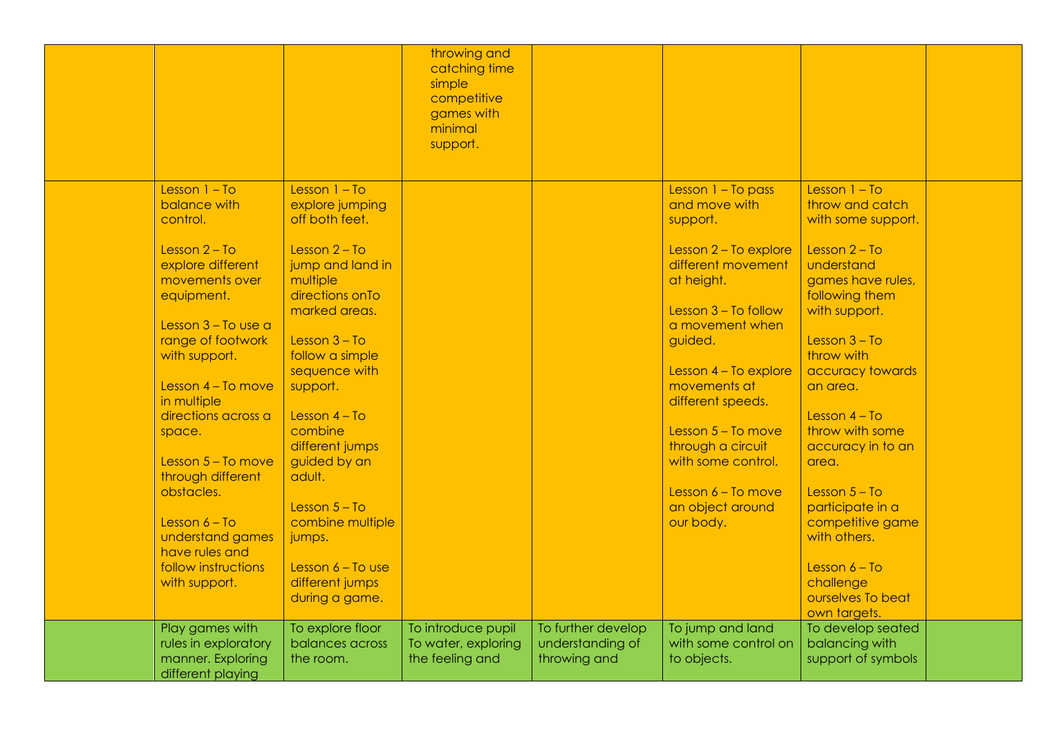| | | | | | | | |
|---|---|---|---|---|---|---|---|
| | | | throwing and catching time simple competitive games with minimal support. | | | | |
| | Lesson 1 – To balance with control.<br><br>Lesson 2 – To explore different movements over equipment.<br><br>Lesson 3 – To use a range of footwork with support.<br><br>Lesson 4 – To move in multiple directions across a space.<br><br>Lesson 5 – To move through different obstacles.<br><br>Lesson 6 – To understand games have rules and follow instructions with support. | Lesson 1 – To explore jumping off both feet.<br><br>Lesson 2 – To jump and land in multiple directions onTo marked areas.<br><br>Lesson 3 – To follow a simple sequence with support.<br><br>Lesson 4 – To combine different jumps guided by an adult.<br><br>Lesson 5 – To combine multiple jumps.<br><br>Lesson 6 – To use different jumps during a game. | | | Lesson 1 – To pass and move with support.<br><br>Lesson 2 – To explore different movement at height.<br><br>Lesson 3 – To follow a movement when guided.<br><br>Lesson 4 – To explore movements at different speeds.<br><br>Lesson 5 – To move through a circuit with some control.<br><br>Lesson 6 – To move an object around our body. | Lesson 1 – To throw and catch with some support.<br><br>Lesson 2 – To understand games have rules, following them with support.<br><br>Lesson 3 – To throw with accuracy towards an area.<br><br>Lesson 4 – To throw with some accuracy in to an area.<br><br>Lesson 5 – To participate in a competitive game with others.<br><br>Lesson 6 – To challenge ourselves To beat own targets. | |
| | Play games with rules in exploratory manner. Exploring different playing | To explore floor balances across the room. | To introduce pupil To water, exploring the feeling and | To further develop understanding of throwing and | To jump and land with some control on to objects. | To develop seated balancing with support of symbols | |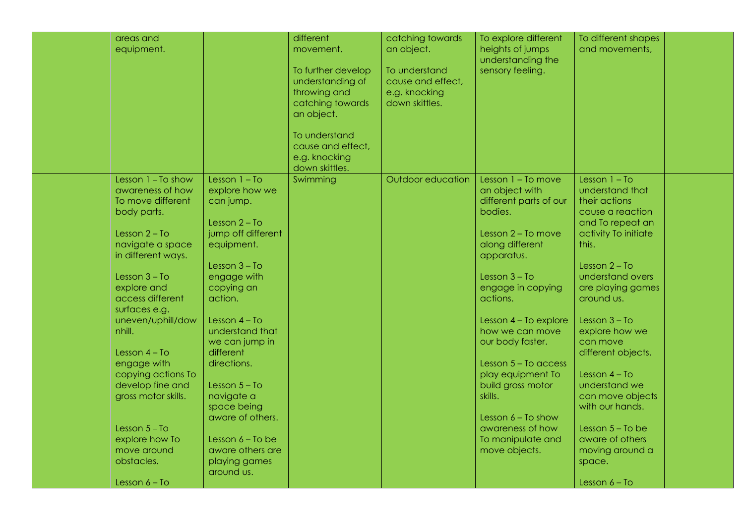| | | | | | | | |
|---|---|---|---|---|---|---|---|
| | areas and equipment. | | different movement.<br><br>To further develop understanding of throwing and catching towards an object.<br><br>To understand cause and effect, e.g. knocking down skittles. | catching towards an object.<br><br>To understand cause and effect, e.g. knocking down skittles. | To explore different heights of jumps understanding the sensory feeling. | To different shapes and movements, | |
| | Lesson 1 – To show awareness of how To move different body parts.<br><br>Lesson 2 – To navigate a space in different ways.<br><br>Lesson 3 – To explore and access different surfaces e.g. uneven/uphill/downhill.<br><br>Lesson 4 – To engage with copying actions To develop fine and gross motor skills.<br><br>Lesson 5 – To explore how To move around obstacles.<br><br>Lesson 6 – To | Lesson 1 – To explore how we can jump.<br><br>Lesson 2 – To jump off different equipment.<br><br>Lesson 3 – To engage with copying an action.<br><br>Lesson 4 – To understand that we can jump in different directions.<br><br>Lesson 5 – To navigate a space being aware of others.<br><br>Lesson 6 – To be aware others are playing games around us. | Swimming | Outdoor education | Lesson 1 – To move an object with different parts of our bodies.<br><br>Lesson 2 – To move along different apparatus.<br><br>Lesson 3 – To engage in copying actions.<br><br>Lesson 4 – To explore how we can move our body faster.<br><br>Lesson 5 – To access play equipment To build gross motor skills.<br><br>Lesson 6 – To show awareness of how To manipulate and move objects. | Lesson 1 – To understand that their actions cause a reaction and To repeat an activity To initiate this.<br><br>Lesson 2 – To understand overs are playing games around us.<br><br>Lesson 3 – To explore how we can move different objects.<br><br>Lesson 4 – To understand we can move objects with our hands.<br><br>Lesson 5 – To be aware of others moving around a space.<br><br>Lesson 6 – To | |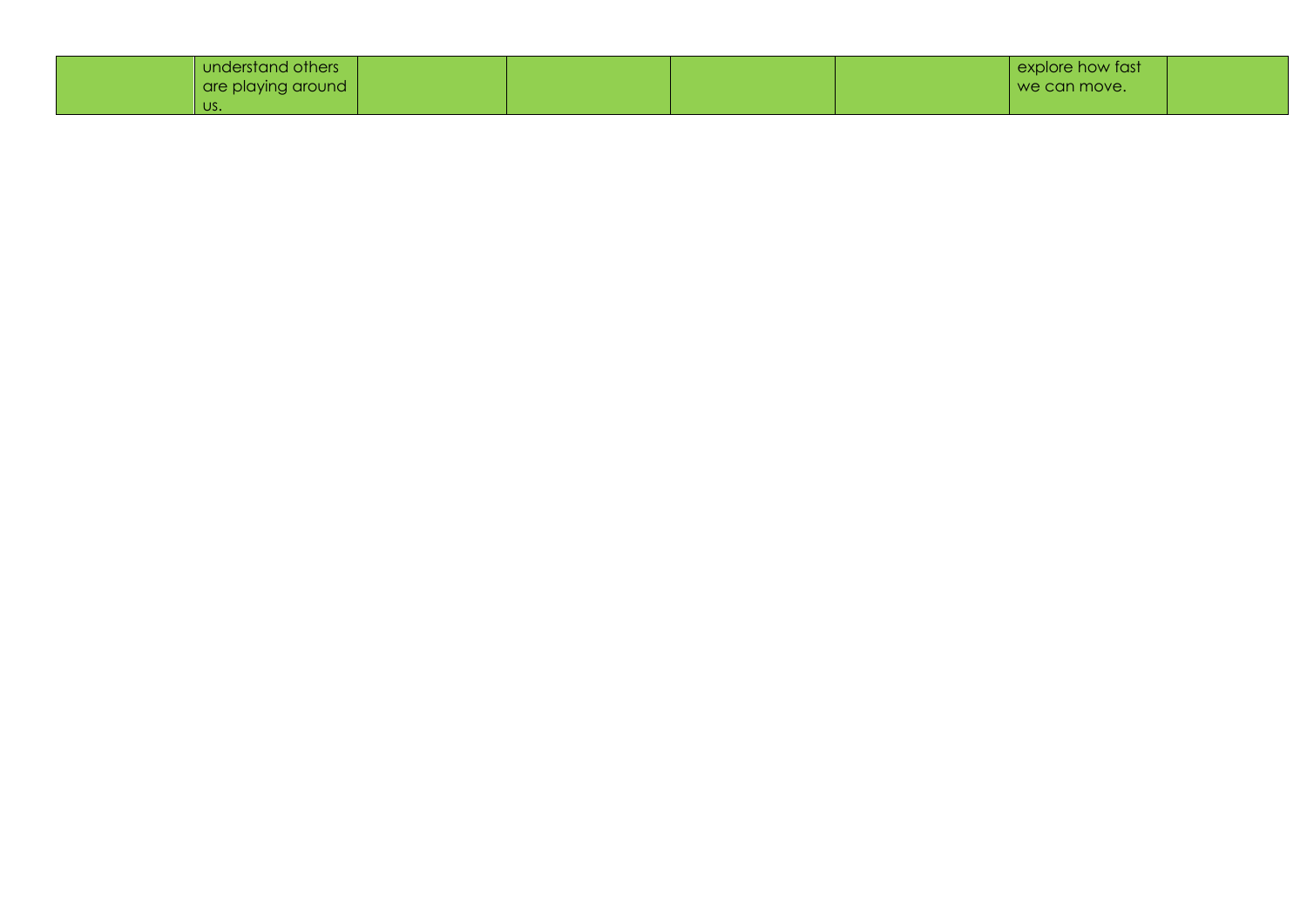| | | | | | | | |
|---|---|---|---|---|---|---|---|
| | understand others are playing around us. | | | | | explore how fast we can move. | |